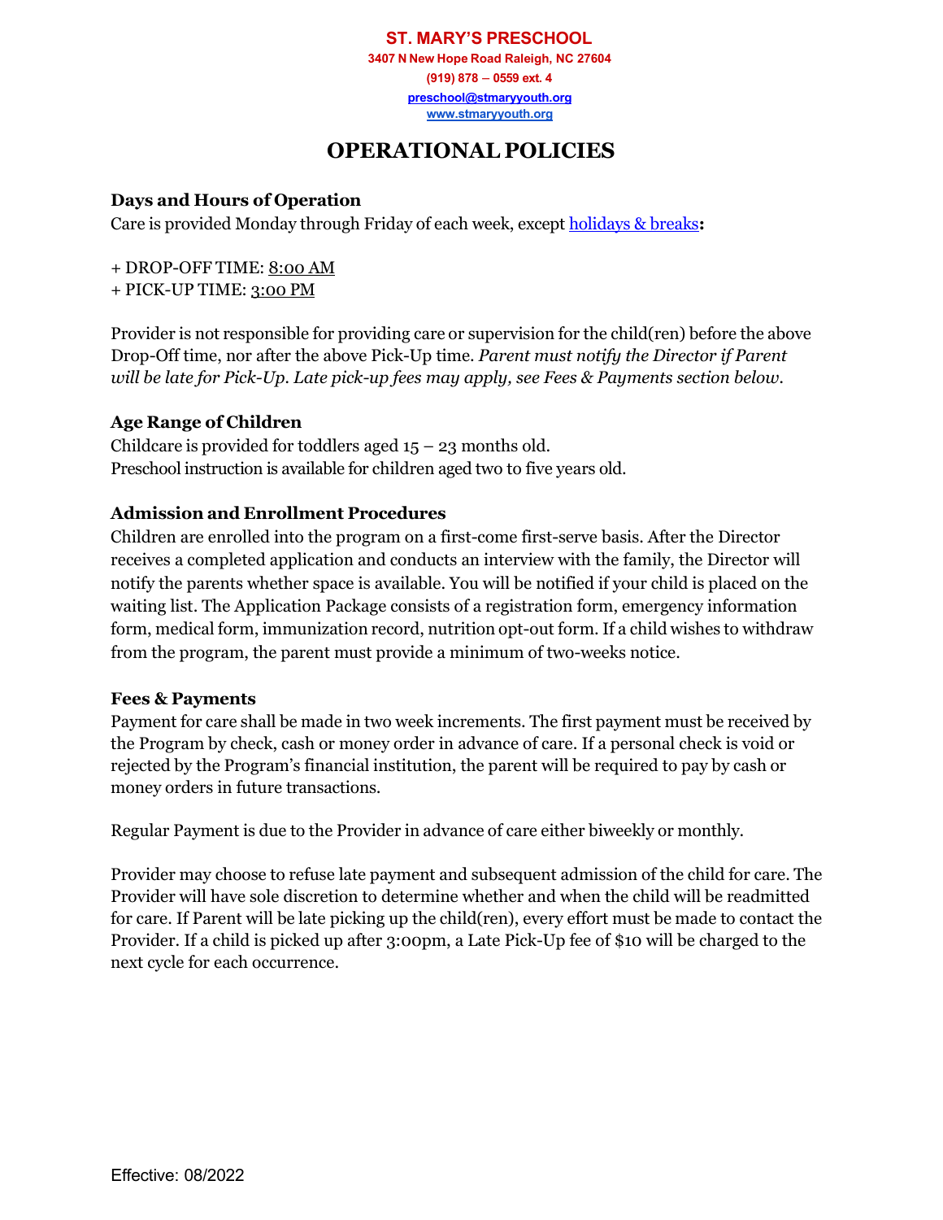**ST. MARY'S PRESCHOOL**
**3407 N New Hope Road Raleigh, NC 27604**
**(919) 878 – 0559 ext. 4**
**preschool@stmaryyouth.org**
**www.stmaryyouth.org**

# OPERATIONAL POLICIES

### Days and Hours of Operation

Care is provided Monday through Friday of each week, except holidays & breaks**:**

+ DROP-OFF TIME: 8:00 AM
+ PICK-UP TIME: 3:00 PM

Provider is not responsible for providing care or supervision for the child(ren) before the above Drop-Off time, nor after the above Pick-Up time. *Parent must notify the Director if Parent will be late for Pick-Up. Late pick-up fees may apply, see Fees & Payments section below.*

### Age Range of Children

Childcare is provided for toddlers aged 15 – 23 months old.
Preschool instruction is available for children aged two to five years old.

### Admission and Enrollment Procedures

Children are enrolled into the program on a first-come first-serve basis. After the Director receives a completed application and conducts an interview with the family, the Director will notify the parents whether space is available. You will be notified if your child is placed on the waiting list. The Application Package consists of a registration form, emergency information form, medical form, immunization record, nutrition opt-out form. If a child wishes to withdraw from the program, the parent must provide a minimum of two-weeks notice.

### Fees & Payments

Payment for care shall be made in two week increments. The first payment must be received by the Program by check, cash or money order in advance of care. If a personal check is void or rejected by the Program's financial institution, the parent will be required to pay by cash or money orders in future transactions.

Regular Payment is due to the Provider in advance of care either biweekly or monthly.

Provider may choose to refuse late payment and subsequent admission of the child for care. The Provider will have sole discretion to determine whether and when the child will be readmitted for care. If Parent will be late picking up the child(ren), every effort must be made to contact the Provider. If a child is picked up after 3:00pm, a Late Pick-Up fee of $10 will be charged to the next cycle for each occurrence.

Effective: 08/2022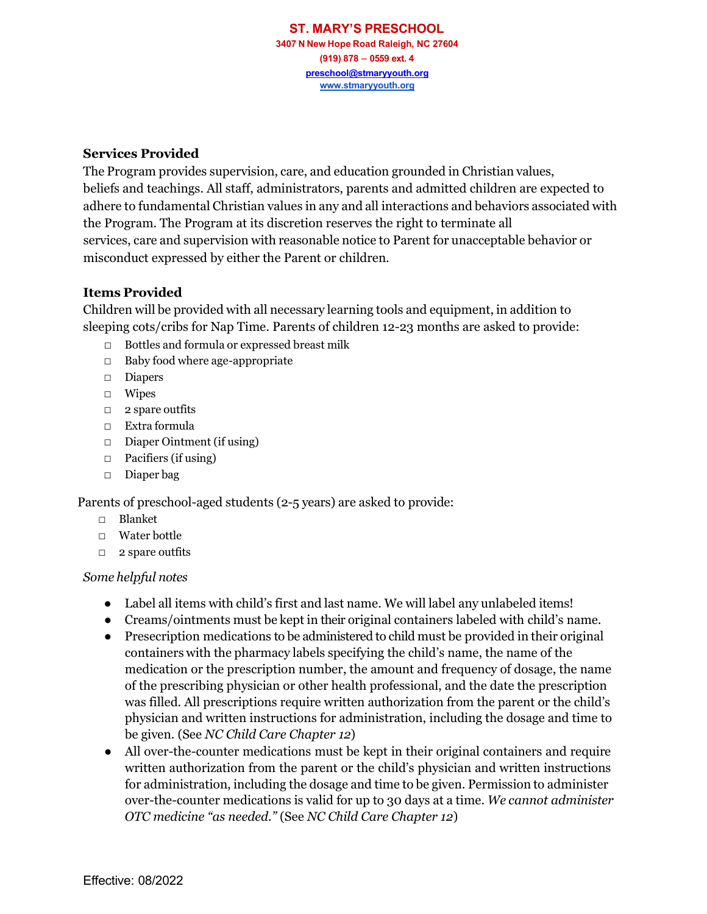## Services Provided

The Program provides supervision, care, and education grounded in Christian values, beliefs and teachings. All staff, administrators, parents and admitted children are expected to adhere to fundamental Christian values in any and all interactions and behaviors associated with the Program. The Program at its discretion reserves the right to terminate all services, care and supervision with reasonable notice to Parent for unacceptable behavior or misconduct expressed by either the Parent or children.

## Items Provided

Children will be provided with all necessary learning tools and equipment, in addition to sleeping cots/cribs for Nap Time. Parents of children 12-23 months are asked to provide:

- ☐ Bottles and formula or expressed breast milk
- ☐ Baby food where age-appropriate
- ☐ Diapers
- ☐ Wipes
- ☐ 2 spare outfits
- ☐ Extra formula
- ☐ Diaper Ointment (if using)
- ☐ Pacifiers (if using)
- ☐ Diaper bag

Parents of preschool-aged students (2-5 years) are asked to provide:

- ☐ Blanket
- ☐ Water bottle
- ☐ 2 spare outfits

*Some helpful notes*

- Label all items with child's first and last name. We will label any unlabeled items!
- Creams/ointments must be kept in their original containers labeled with child's name.
- Presecription medications to be administered to child must be provided in their original containers with the pharmacy labels specifying the child's name, the name of the medication or the prescription number, the amount and frequency of dosage, the name of the prescribing physician or other health professional, and the date the prescription was filled. All prescriptions require written authorization from the parent or the child's physician and written instructions for administration, including the dosage and time to be given. (See *NC Child Care Chapter 12*)
- All over-the-counter medications must be kept in their original containers and require written authorization from the parent or the child's physician and written instructions for administration, including the dosage and time to be given. Permission to administer over-the-counter medications is valid for up to 30 days at a time. *We cannot administer OTC medicine "as needed."* (See *NC Child Care Chapter 12*)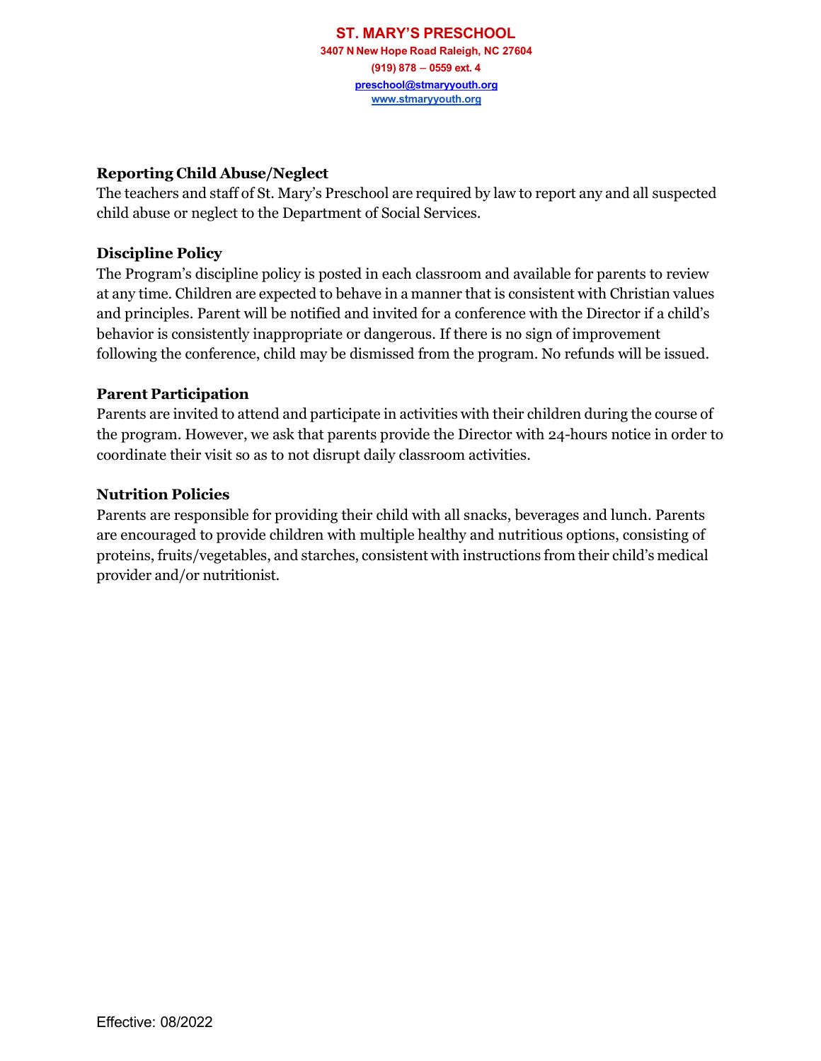**Reporting Child Abuse/Neglect**

The teachers and staff of St. Mary's Preschool are required by law to report any and all suspected child abuse or neglect to the Department of Social Services.

**Discipline Policy**

The Program's discipline policy is posted in each classroom and available for parents to review at any time. Children are expected to behave in a manner that is consistent with Christian values and principles. Parent will be notified and invited for a conference with the Director if a child's behavior is consistently inappropriate or dangerous. If there is no sign of improvement following the conference, child may be dismissed from the program. No refunds will be issued.

**Parent Participation**

Parents are invited to attend and participate in activities with their children during the course of the program. However, we ask that parents provide the Director with 24-hours notice in order to coordinate their visit so as to not disrupt daily classroom activities.

**Nutrition Policies**

Parents are responsible for providing their child with all snacks, beverages and lunch. Parents are encouraged to provide children with multiple healthy and nutritious options, consisting of proteins, fruits/vegetables, and starches, consistent with instructions from their child's medical provider and/or nutritionist.